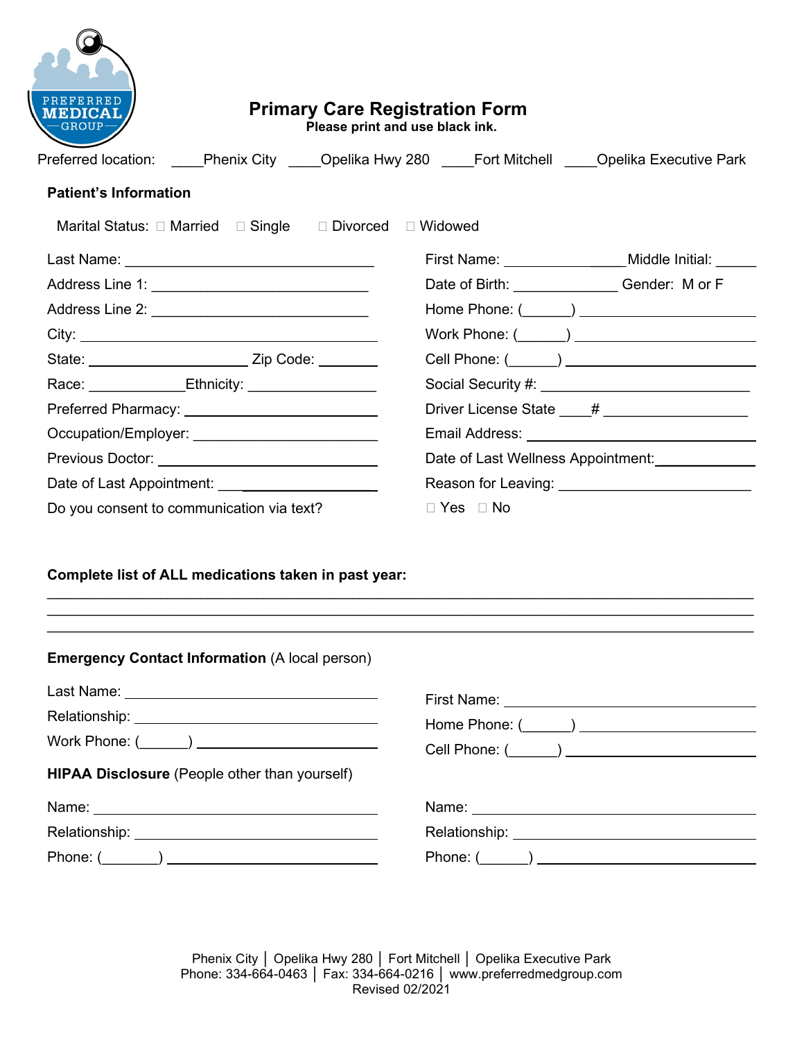PREFERRED MEDICAL GROUP

# Primary Care Registration Form

**Please print and use black ink.**

Preferred location: ____Phenix City ____Opelika Hwy 280 ____Fort Mitchell ____Opelika Executive Park

## Patient's Information

Marital Status: ☐ Married ☐ Single ☐ Divorced ☐ Widowed

Last Name: ______________________________

First Name: ______________ Middle Initial: _____

Address Line 1: ___________________________

Date of Birth: _____________ Gender: M or F

Address Line 2: ___________________________

Home Phone: (______) ____________________

City: ___________________________________

Work Phone: (______) ____________________

State: ____________________ Zip Code: ________

Cell Phone: (______) _____________________

Race: ____________Ethnicity: ________________

Social Security #: __________________________

Preferred Pharmacy: ________________________

Driver License State ____# __________________

Occupation/Employer: _______________________

Email Address: ____________________________

Previous Doctor: ___________________________

Date of Last Wellness Appointment:____________

Date of Last Appointment: ___________________

Reason for Leaving: ________________________

Do you consent to communication via text? ☐ Yes ☐ No

**Complete list of ALL medications taken in past year:**

______________________________________________________________________________

______________________________________________________________________________

______________________________________________________________________________

**Emergency Contact Information** (A local person)

Last Name: ________________________________

First Name: ________________________________

Relationship: ______________________________

Home Phone: (______) ______________________

Work Phone: (______) _______________________

Cell Phone: (______) _______________________

**HIPAA Disclosure** (People other than yourself)

Name: ____________________________________

Name: ____________________________________

Relationship: ______________________________

Relationship: ______________________________

Phone: (_______) ___________________________

Phone: (______) ____________________________

Phenix City | Opelika Hwy 280 | Fort Mitchell | Opelika Executive Park
Phone: 334-664-0463 | Fax: 334-664-0216 | www.preferredmedgroup.com
Revised 02/2021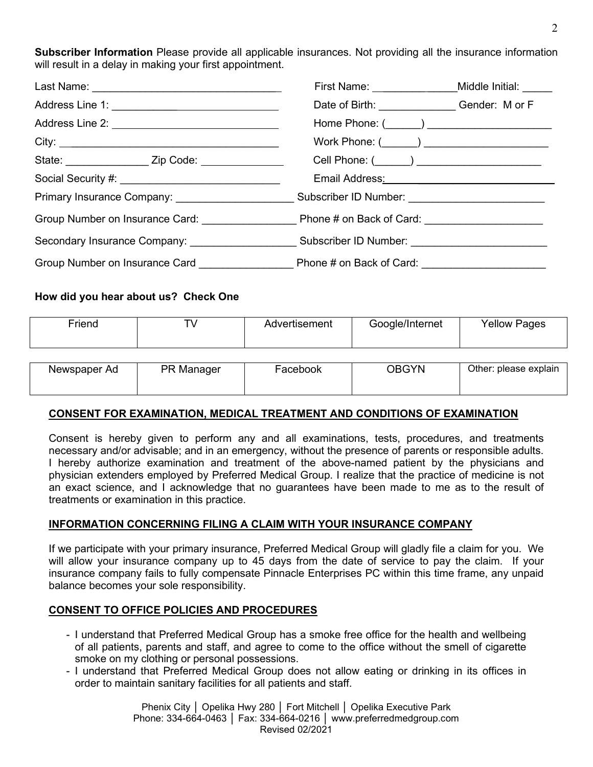**Subscriber Information** Please provide all applicable insurances. Not providing all the insurance information will result in a delay in making your first appointment.

Last Name: ______________________________ First Name: ______________ Middle Initial: _____

Address Line 1: ____________________________ Date of Birth: _____________ Gender: M or F

Address Line 2: ____________________________ Home Phone: (______) _____________________

City: _____________________________________ Work Phone: (______) _____________________

State: ______________ Zip Code: ______________ Cell Phone: (______) _____________________

Social Security #: ___________________________ Email Address: ____________________________

Primary Insurance Company: ____________________ Subscriber ID Number: _______________________

Group Number on Insurance Card: ________________ Phone # on Back of Card: ____________________

Secondary Insurance Company: __________________ Subscriber ID Number: _______________________

Group Number on Insurance Card ________________ Phone # on Back of Card: _____________________

**How did you hear about us? Check One**

| Friend | TV | Advertisement | Google/Internet | Yellow Pages |
|---|---|---|---|---|
| | | | | |

| Newspaper Ad | PR Manager | Facebook | OBGYN | Other: please explain |
|---|---|---|---|---|
| | | | | |

## CONSENT FOR EXAMINATION, MEDICAL TREATMENT AND CONDITIONS OF EXAMINATION

Consent is hereby given to perform any and all examinations, tests, procedures, and treatments necessary and/or advisable; and in an emergency, without the presence of parents or responsible adults. I hereby authorize examination and treatment of the above-named patient by the physicians and physician extenders employed by Preferred Medical Group. I realize that the practice of medicine is not an exact science, and I acknowledge that no guarantees have been made to me as to the result of treatments or examination in this practice.

## INFORMATION CONCERNING FILING A CLAIM WITH YOUR INSURANCE COMPANY

If we participate with your primary insurance, Preferred Medical Group will gladly file a claim for you. We will allow your insurance company up to 45 days from the date of service to pay the claim. If your insurance company fails to fully compensate Pinnacle Enterprises PC within this time frame, any unpaid balance becomes your sole responsibility.

## CONSENT TO OFFICE POLICIES AND PROCEDURES

- I understand that Preferred Medical Group has a smoke free office for the health and wellbeing of all patients, parents and staff, and agree to come to the office without the smell of cigarette smoke on my clothing or personal possessions.
- I understand that Preferred Medical Group does not allow eating or drinking in its offices in order to maintain sanitary facilities for all patients and staff.

Phenix City │ Opelika Hwy 280 │ Fort Mitchell │ Opelika Executive Park
Phone: 334-664-0463 │ Fax: 334-664-0216 │ www.preferredmedgroup.com
Revised 02/2021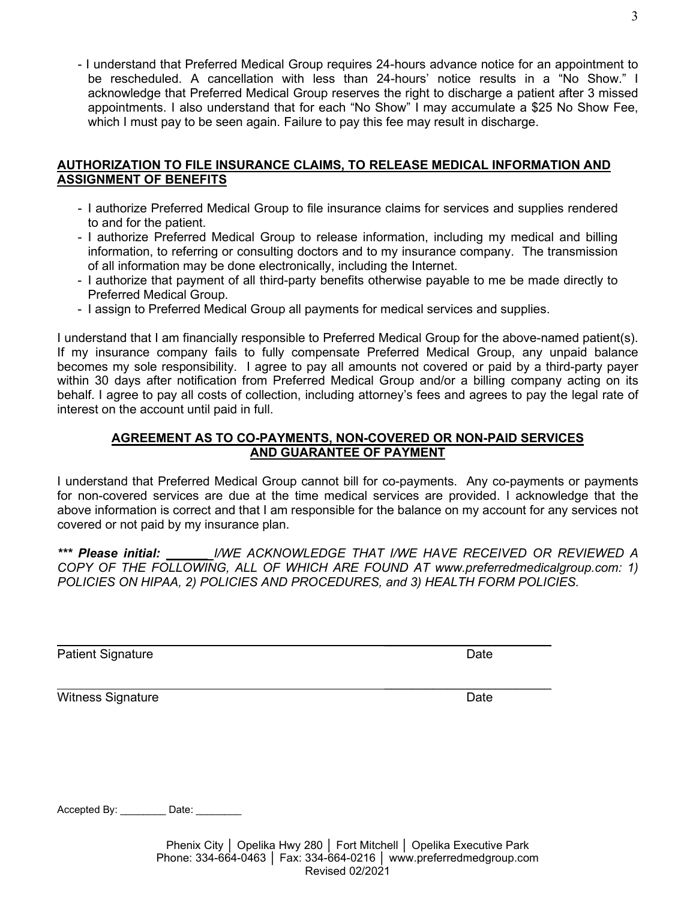- I understand that Preferred Medical Group requires 24-hours advance notice for an appointment to be rescheduled. A cancellation with less than 24-hours' notice results in a "No Show." I acknowledge that Preferred Medical Group reserves the right to discharge a patient after 3 missed appointments. I also understand that for each "No Show" I may accumulate a $25 No Show Fee, which I must pay to be seen again. Failure to pay this fee may result in discharge.

**AUTHORIZATION TO FILE INSURANCE CLAIMS, TO RELEASE MEDICAL INFORMATION AND ASSIGNMENT OF BENEFITS**

- I authorize Preferred Medical Group to file insurance claims for services and supplies rendered to and for the patient.
- I authorize Preferred Medical Group to release information, including my medical and billing information, to referring or consulting doctors and to my insurance company. The transmission of all information may be done electronically, including the Internet.
- I authorize that payment of all third-party benefits otherwise payable to me be made directly to Preferred Medical Group.
- I assign to Preferred Medical Group all payments for medical services and supplies.

I understand that I am financially responsible to Preferred Medical Group for the above-named patient(s). If my insurance company fails to fully compensate Preferred Medical Group, any unpaid balance becomes my sole responsibility. I agree to pay all amounts not covered or paid by a third-party payer within 30 days after notification from Preferred Medical Group and/or a billing company acting on its behalf. I agree to pay all costs of collection, including attorney's fees and agrees to pay the legal rate of interest on the account until paid in full.

**AGREEMENT AS TO CO-PAYMENTS, NON-COVERED OR NON-PAID SERVICES AND GUARANTEE OF PAYMENT**

I understand that Preferred Medical Group cannot bill for co-payments. Any co-payments or payments for non-covered services are due at the time medical services are provided. I acknowledge that the above information is correct and that I am responsible for the balance on my account for any services not covered or not paid by my insurance plan.

***\*\*\* Please initial:*** *\_\_\_\_\_\_\_ I/WE ACKNOWLEDGE THAT I/WE HAVE RECEIVED OR REVIEWED A COPY OF THE FOLLOWING, ALL OF WHICH ARE FOUND AT www.preferredmedicalgroup.com: 1) POLICIES ON HIPAA, 2) POLICIES AND PROCEDURES, and 3) HEALTH FORM POLICIES.*

\_\_\_\_\_\_\_\_\_\_\_\_\_\_\_\_\_\_\_\_\_\_\_\_\_\_\_\_\_\_\_\_\_\_\_\_\_\_\_\_\_\_\_\_\_\_\_\_\_\_\_\_\_\_\_\_\_\_\_\_\_\_\_\_\_\_\_\_\_\_\_\_

Patient Signature Date

\_\_\_\_\_\_\_\_\_\_\_\_\_\_\_\_\_\_\_\_\_\_\_\_\_\_\_\_\_\_\_\_\_\_\_\_\_\_\_\_\_\_\_\_\_\_\_\_\_\_\_\_\_\_\_\_\_\_\_\_\_\_\_\_\_\_\_\_\_\_\_\_

Witness Signature Date

Accepted By: \_\_\_\_\_\_\_\_ Date: \_\_\_\_\_\_\_\_

Phenix City │ Opelika Hwy 280 │ Fort Mitchell │ Opelika Executive Park
Phone: 334-664-0463 │ Fax: 334-664-0216 │ www.preferredmedgroup.com
Revised 02/2021